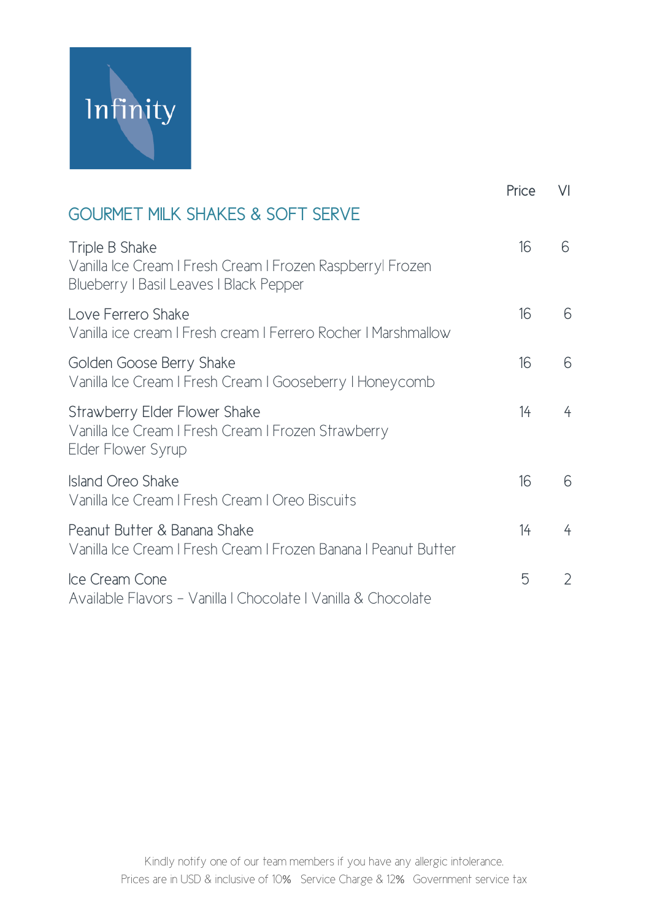# Infinity

## GOURMET MILK SHAKES & SOFT SERVE

| | Price | VI |
|---|---|---|
| Triple B Shake<br>Vanilla Ice Cream I Fresh Cream I Frozen RaspberryI Frozen Blueberry I Basil Leaves I Black Pepper | 16 | 6 |
| Love Ferrero Shake<br>Vanilla ice cream I Fresh cream I Ferrero Rocher I Marshmallow | 16 | 6 |
| Golden Goose Berry Shake<br>Vanilla Ice Cream I Fresh Cream I Gooseberry I Honeycomb | 16 | 6 |
| Strawberry Elder Flower Shake<br>Vanilla Ice Cream I Fresh Cream I Frozen Strawberry Elder Flower Syrup | 14 | 4 |
| Island Oreo Shake<br>Vanilla Ice Cream I Fresh Cream I Oreo Biscuits | 16 | 6 |
| Peanut Butter & Banana Shake<br>Vanilla Ice Cream I Fresh Cream I Frozen Banana I Peanut Butter | 14 | 4 |
| Ice Cream Cone<br>Available Flavors – Vanilla I Chocolate I Vanilla & Chocolate | 5 | 2 |

Kindly notify one of our team members if you have any allergic intolerance.
Prices are in USD & inclusive of 10% Service Charge & 12% Government service tax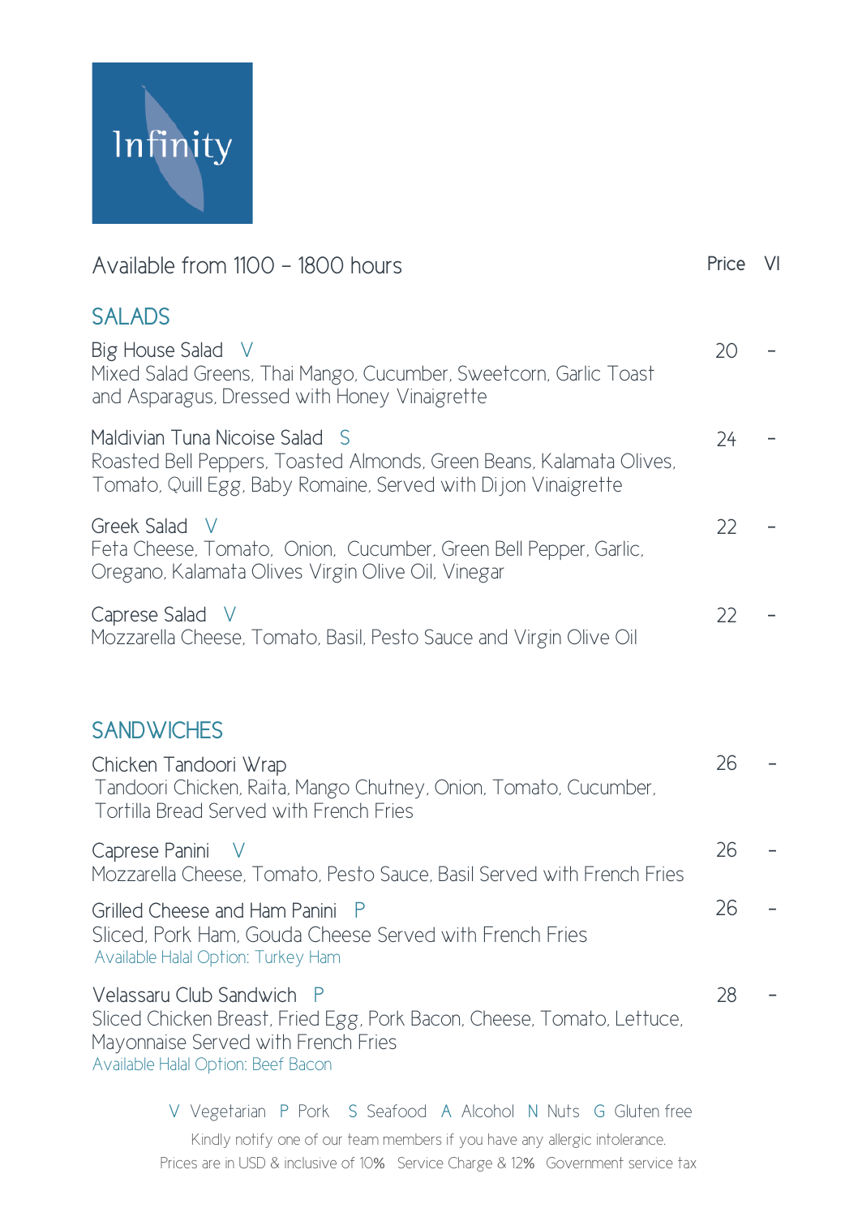Infinity

| Available from 1100 – 1800 hours | Price | VI |
|---|---|---|
| **SALADS** | | |
| Big House Salad V<br>Mixed Salad Greens, Thai Mango, Cucumber, Sweetcorn, Garlic Toast and Asparagus, Dressed with Honey Vinaigrette | 20 | - |
| Maldivian Tuna Nicoise Salad S<br>Roasted Bell Peppers, Toasted Almonds, Green Beans, Kalamata Olives, Tomato, Quill Egg, Baby Romaine, Served with Dijon Vinaigrette | 24 | - |
| Greek Salad V<br>Feta Cheese, Tomato, Onion, Cucumber, Green Bell Pepper, Garlic, Oregano, Kalamata Olives Virgin Olive Oil, Vinegar | 22 | - |
| Caprese Salad V<br>Mozzarella Cheese, Tomato, Basil, Pesto Sauce and Virgin Olive Oil | 22 | - |
| **SANDWICHES** | | |
| Chicken Tandoori Wrap<br>Tandoori Chicken, Raita, Mango Chutney, Onion, Tomato, Cucumber, Tortilla Bread Served with French Fries | 26 | - |
| Caprese Panini V<br>Mozzarella Cheese, Tomato, Pesto Sauce, Basil Served with French Fries | 26 | - |
| Grilled Cheese and Ham Panini P<br>Sliced, Pork Ham, Gouda Cheese Served with French Fries<br>Available Halal Option: Turkey Ham | 26 | - |
| Velassaru Club Sandwich P<br>Sliced Chicken Breast, Fried Egg, Pork Bacon, Cheese, Tomato, Lettuce, Mayonnaise Served with French Fries<br>Available Halal Option: Beef Bacon | 28 | - |

V Vegetarian P Pork S Seafood A Alcohol N Nuts G Gluten free

Kindly notify one of our team members if you have any allergic intolerance.

Prices are in USD & inclusive of 10% Service Charge & 12% Government service tax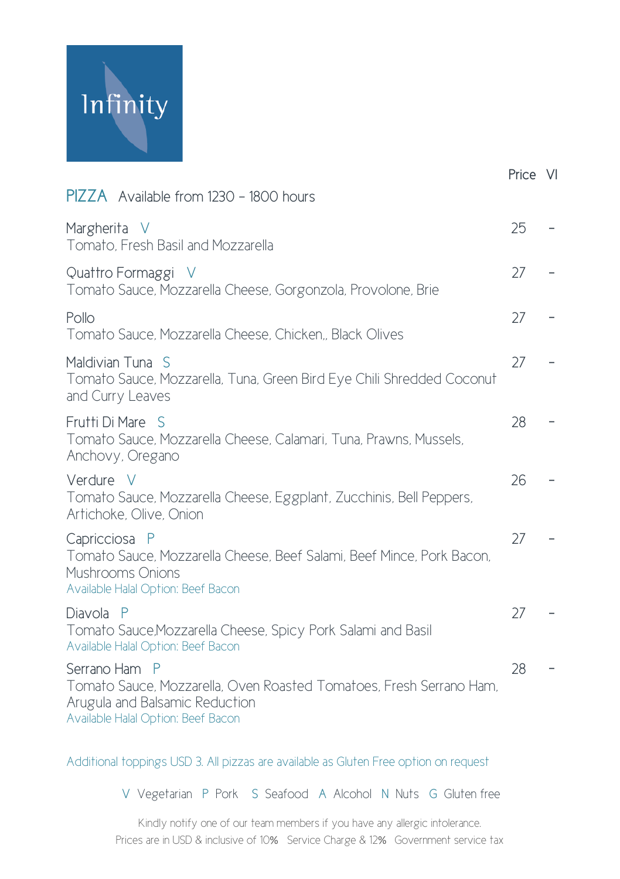Infinity

| PIZZA Available from 1230 – 1800 hours | Price | VI |
|---|---|---|
| Margherita V<br>Tomato, Fresh Basil and Mozzarella | 25 | - |
| Quattro Formaggi V<br>Tomato Sauce, Mozzarella Cheese, Gorgonzola, Provolone, Brie | 27 | - |
| Pollo<br>Tomato Sauce, Mozzarella Cheese, Chicken,, Black Olives | 27 | - |
| Maldivian Tuna S<br>Tomato Sauce, Mozzarella, Tuna, Green Bird Eye Chili Shredded Coconut and Curry Leaves | 27 | - |
| Frutti Di Mare S<br>Tomato Sauce, Mozzarella Cheese, Calamari, Tuna, Prawns, Mussels, Anchovy, Oregano | 28 | - |
| Verdure V<br>Tomato Sauce, Mozzarella Cheese, Eggplant, Zucchinis, Bell Peppers, Artichoke, Olive, Onion | 26 | - |
| Capricciosa P<br>Tomato Sauce, Mozzarella Cheese, Beef Salami, Beef Mince, Pork Bacon, Mushrooms Onions<br>Available Halal Option: Beef Bacon | 27 | - |
| Diavola P<br>Tomato Sauce,Mozzarella Cheese, Spicy Pork Salami and Basil<br>Available Halal Option: Beef Bacon | 27 | - |
| Serrano Ham P<br>Tomato Sauce, Mozzarella, Oven Roasted Tomatoes, Fresh Serrano Ham, Arugula and Balsamic Reduction<br>Available Halal Option: Beef Bacon | 28 | - |

Additional toppings USD 3. All pizzas are available as Gluten Free option on request

V Vegetarian P Pork S Seafood A Alcohol N Nuts G Gluten free

Kindly notify one of our team members if you have any allergic intolerance.
Prices are in USD & inclusive of 10% Service Charge & 12% Government service tax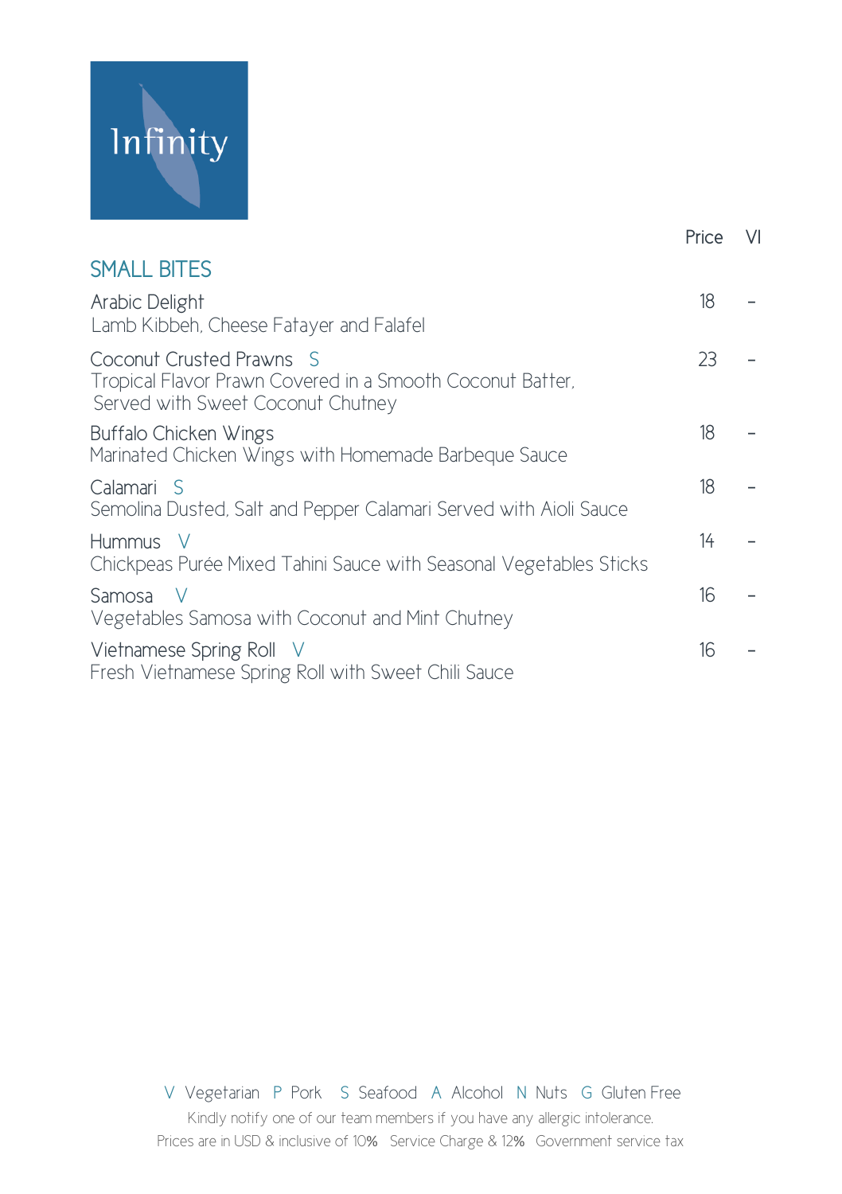Infinity

| | Price | VI |
|---|---|---|
| **SMALL BITES** | | |
| Arabic Delight<br>Lamb Kibbeh, Cheese Fatayer and Falafel | 18 | - |
| Coconut Crusted Prawns S<br>Tropical Flavor Prawn Covered in a Smooth Coconut Batter, Served with Sweet Coconut Chutney | 23 | - |
| Buffalo Chicken Wings<br>Marinated Chicken Wings with Homemade Barbeque Sauce | 18 | - |
| Calamari S<br>Semolina Dusted, Salt and Pepper Calamari Served with Aioli Sauce | 18 | - |
| Hummus V<br>Chickpeas Purée Mixed Tahini Sauce with Seasonal Vegetables Sticks | 14 | - |
| Samosa V<br>Vegetables Samosa with Coconut and Mint Chutney | 16 | - |
| Vietnamese Spring Roll V<br>Fresh Vietnamese Spring Roll with Sweet Chili Sauce | 16 | - |

V Vegetarian P Pork S Seafood A Alcohol N Nuts G Gluten Free

Kindly notify one of our team members if you have any allergic intolerance.

Prices are in USD & inclusive of 10% Service Charge & 12% Government service tax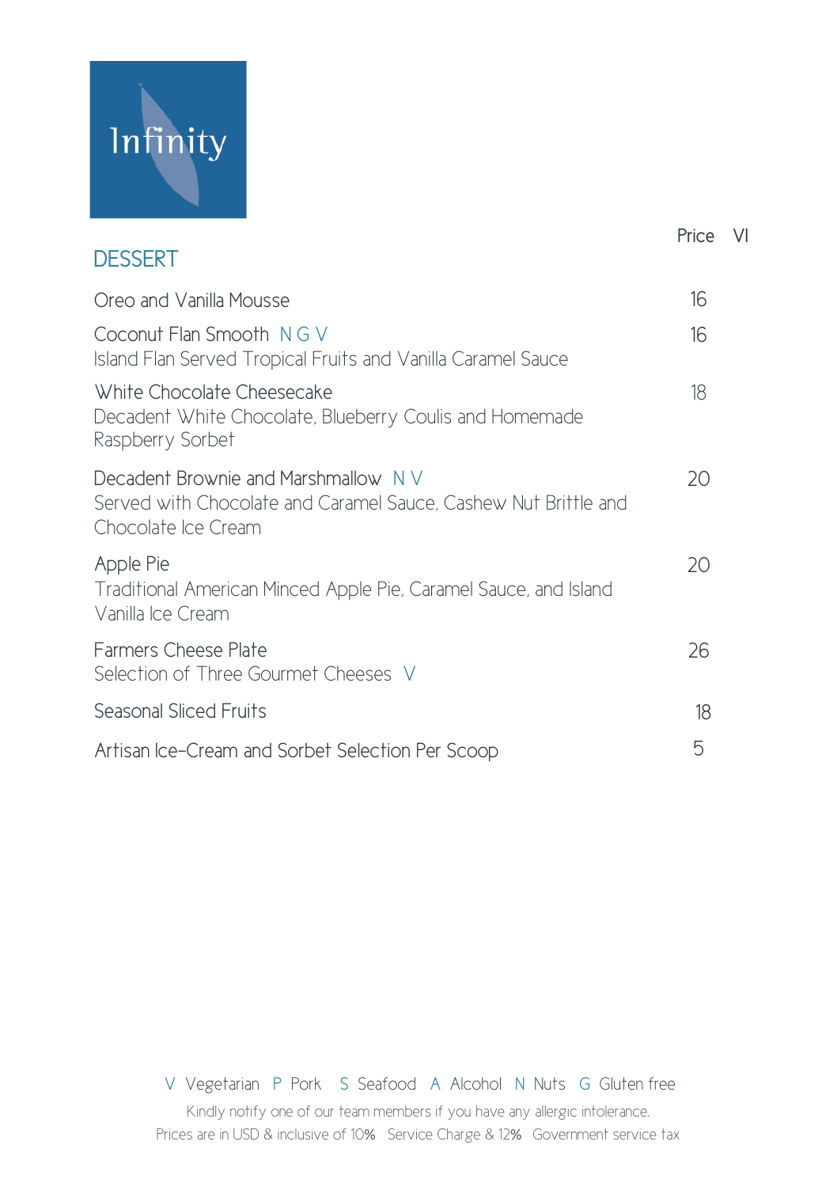Infinity

## DESSERT

| | Price | VI |
|---|---|---|
| Oreo and Vanilla Mousse | 16 | |
| Coconut Flan Smooth N G V<br>Island Flan Served Tropical Fruits and Vanilla Caramel Sauce | 16 | |
| White Chocolate Cheesecake<br>Decadent White Chocolate, Blueberry Coulis and Homemade Raspberry Sorbet | 18 | |
| Decadent Brownie and Marshmallow N V<br>Served with Chocolate and Caramel Sauce, Cashew Nut Brittle and Chocolate Ice Cream | 20 | |
| Apple Pie<br>Traditional American Minced Apple Pie, Caramel Sauce, and Island Vanilla Ice Cream | 20 | |
| Farmers Cheese Plate<br>Selection of Three Gourmet Cheeses V | 26 | |
| Seasonal Sliced Fruits | 18 | |
| Artisan Ice-Cream and Sorbet Selection Per Scoop | 5 | |

V Vegetarian P Pork S Seafood A Alcohol N Nuts G Gluten free

Kindly notify one of our team members if you have any allergic intolerance.

Prices are in USD & inclusive of 10% Service Charge & 12% Government service tax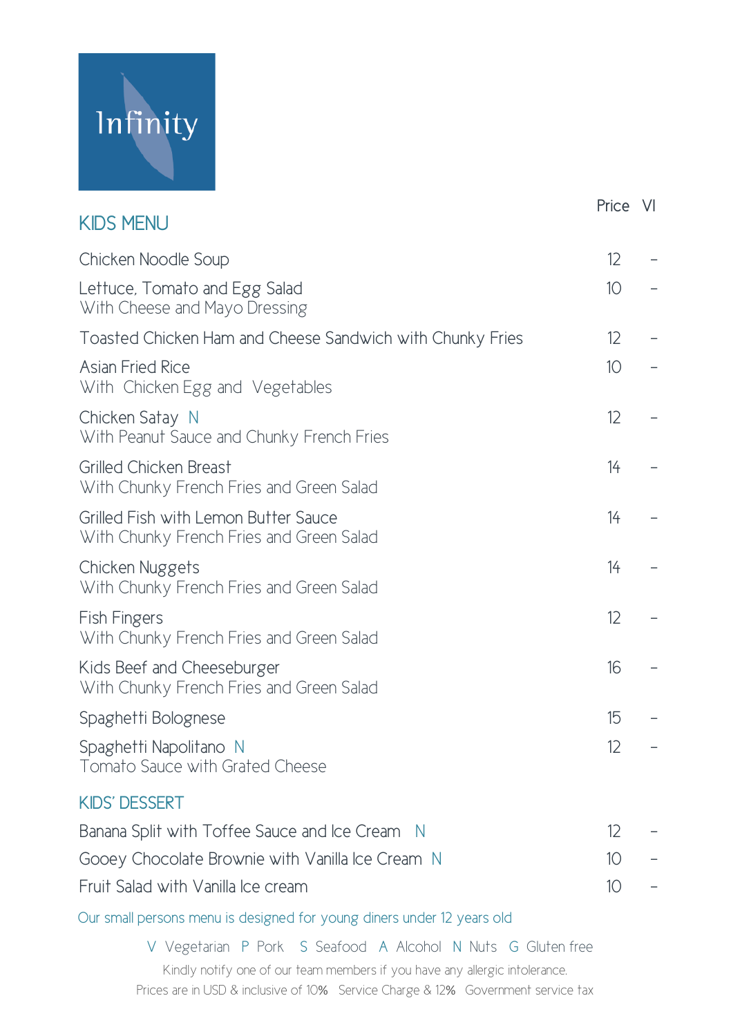Infinity

## KIDS MENU

| | Price | VI |
|---|---|---|
| Chicken Noodle Soup | 12 | - |
| Lettuce, Tomato and Egg Salad<br>With Cheese and Mayo Dressing | 10 | - |
| Toasted Chicken Ham and Cheese Sandwich with Chunky Fries | 12 | - |
| Asian Fried Rice<br>With Chicken Egg and Vegetables | 10 | - |
| Chicken Satay N<br>With Peanut Sauce and Chunky French Fries | 12 | - |
| Grilled Chicken Breast<br>With Chunky French Fries and Green Salad | 14 | - |
| Grilled Fish with Lemon Butter Sauce<br>With Chunky French Fries and Green Salad | 14 | - |
| Chicken Nuggets<br>With Chunky French Fries and Green Salad | 14 | - |
| Fish Fingers<br>With Chunky French Fries and Green Salad | 12 | - |
| Kids Beef and Cheeseburger<br>With Chunky French Fries and Green Salad | 16 | - |
| Spaghetti Bolognese | 15 | - |
| Spaghetti Napolitano N<br>Tomato Sauce with Grated Cheese | 12 | - |

## KIDS' DESSERT

| | Price | VI |
|---|---|---|
| Banana Split with Toffee Sauce and Ice Cream N | 12 | - |
| Gooey Chocolate Brownie with Vanilla Ice Cream N | 10 | - |
| Fruit Salad with Vanilla Ice cream | 10 | - |

Our small persons menu is designed for young diners under 12 years old

V Vegetarian P Pork S Seafood A Alcohol N Nuts G Gluten free

Kindly notify one of our team members if you have any allergic intolerance.

Prices are in USD & inclusive of 10% Service Charge & 12% Government service tax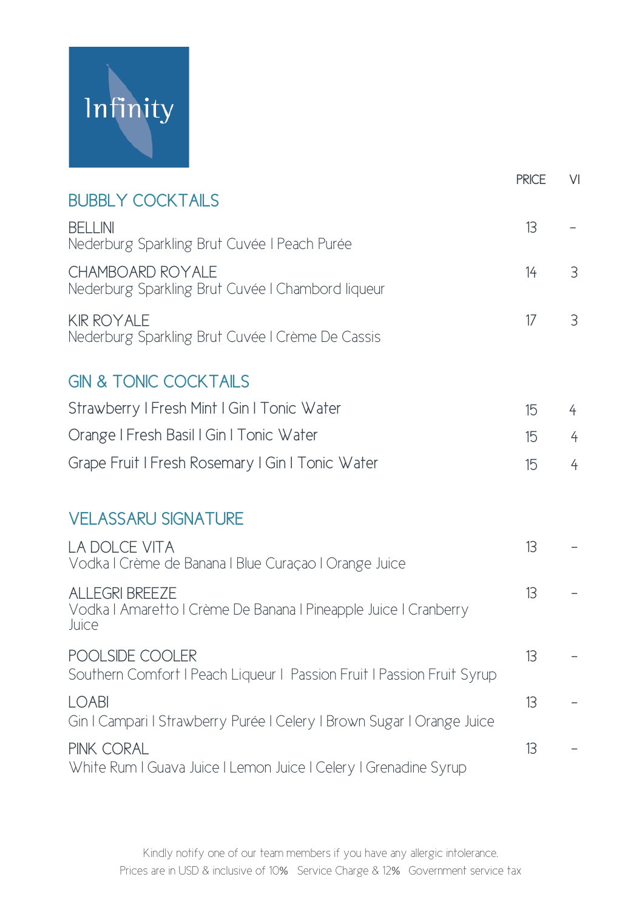Infinity

| | PRICE | VI |
|---|---|---|
| **BUBBLY COCKTAILS** | | |
| BELLINI<br>Nederburg Sparkling Brut Cuvée I Peach Purée | 13 | – |
| CHAMBOARD ROYALE<br>Nederburg Sparkling Brut Cuvée I Chambord liqueur | 14 | 3 |
| KIR ROYALE<br>Nederburg Sparkling Brut Cuvée I Crème De Cassis | 17 | 3 |
| **GIN & TONIC COCKTAILS** | | |
| Strawberry I Fresh Mint I Gin I Tonic Water | 15 | 4 |
| Orange I Fresh Basil I Gin I Tonic Water | 15 | 4 |
| Grape Fruit I Fresh Rosemary I Gin I Tonic Water | 15 | 4 |
| **VELASSARU SIGNATURE** | | |
| LA DOLCE VITA<br>Vodka I Crème de Banana I Blue Curaçao I Orange Juice | 13 | – |
| ALLEGRI BREEZE<br>Vodka I Amaretto I Crème De Banana I Pineapple Juice I Cranberry Juice | 13 | – |
| POOLSIDE COOLER<br>Southern Comfort I Peach Liqueur I Passion Fruit I Passion Fruit Syrup | 13 | – |
| LOABI<br>Gin I Campari I Strawberry Purée I Celery I Brown Sugar I Orange Juice | 13 | – |
| PINK CORAL<br>White Rum I Guava Juice I Lemon Juice I Celery I Grenadine Syrup | 13 | – |

Kindly notify one of our team members if you have any allergic intolerance.
Prices are in USD & inclusive of 10% Service Charge & 12% Government service tax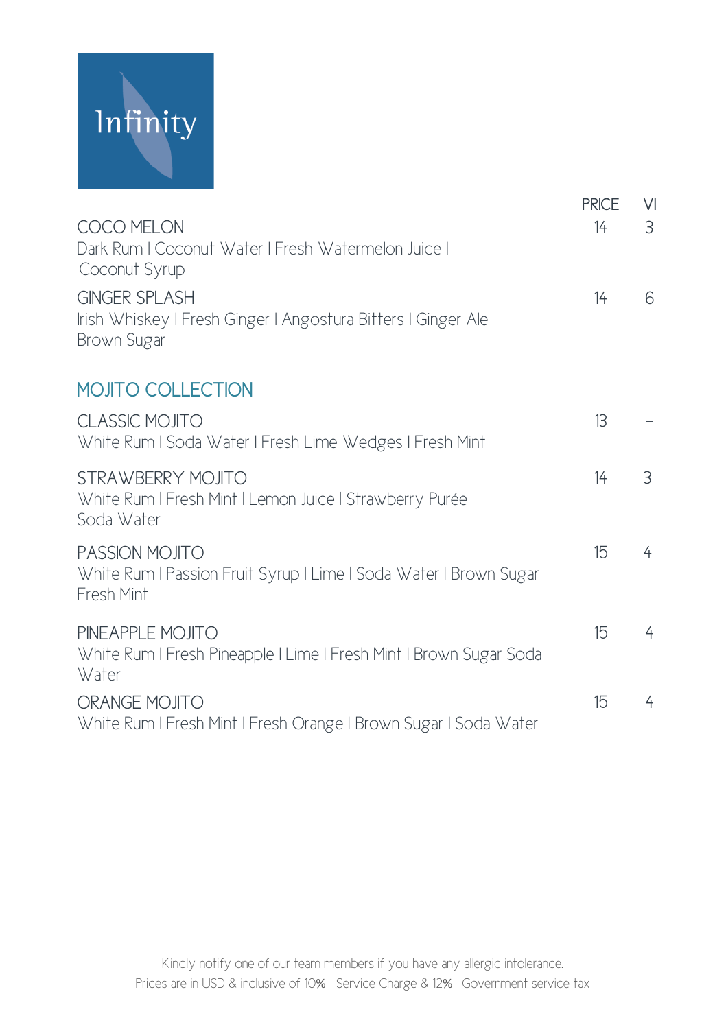# Infinity

| | PRICE | VI |
|---|---|---|
| COCO MELON<br>Dark Rum I Coconut Water I Fresh Watermelon Juice I Coconut Syrup | 14 | 3 |
| GINGER SPLASH<br>Irish Whiskey I Fresh Ginger I Angostura Bitters I Ginger Ale Brown Sugar | 14 | 6 |

## MOJITO COLLECTION

| | PRICE | VI |
|---|---|---|
| CLASSIC MOJITO<br>White Rum I Soda Water I Fresh Lime Wedges I Fresh Mint | 13 | – |
| STRAWBERRY MOJITO<br>White Rum I Fresh Mint I Lemon Juice I Strawberry Purée Soda Water | 14 | 3 |
| PASSION MOJITO<br>White Rum I Passion Fruit Syrup I Lime I Soda Water I Brown Sugar Fresh Mint | 15 | 4 |
| PINEAPPLE MOJITO<br>White Rum I Fresh Pineapple I Lime I Fresh Mint I Brown Sugar Soda Water | 15 | 4 |
| ORANGE MOJITO<br>White Rum I Fresh Mint I Fresh Orange I Brown Sugar I Soda Water | 15 | 4 |

Kindly notify one of our team members if you have any allergic intolerance.
Prices are in USD & inclusive of 10% Service Charge & 12% Government service tax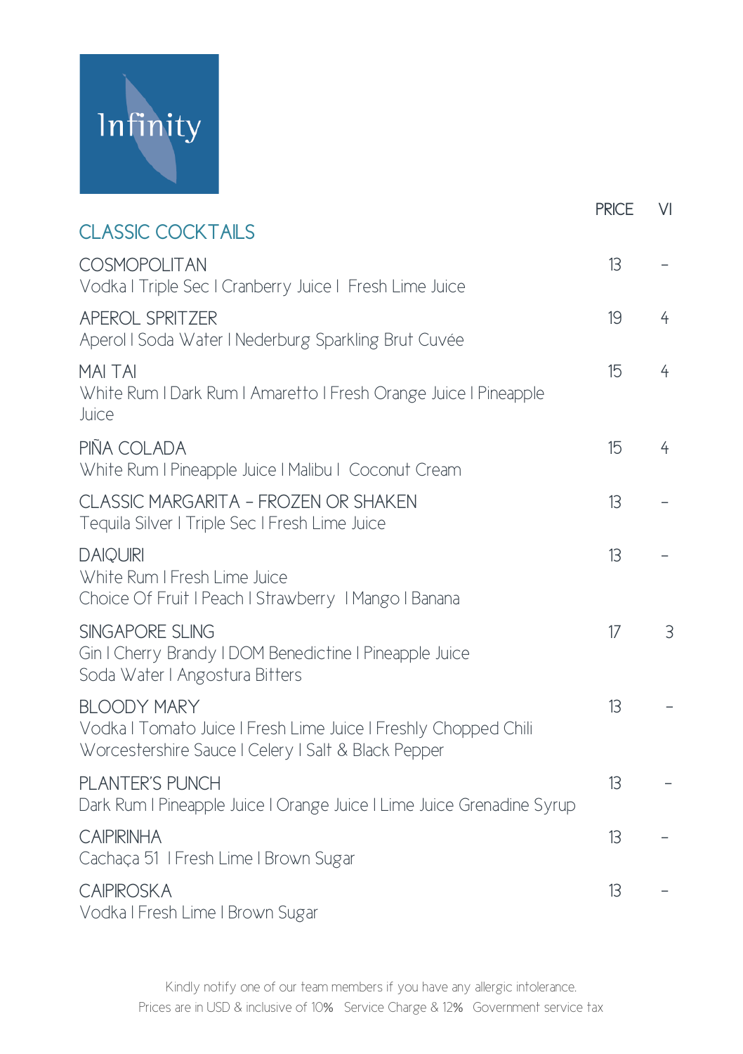Infinity

## CLASSIC COCKTAILS

| | PRICE | VI |
|---|---|---|
| COSMOPOLITAN<br>Vodka I Triple Sec I Cranberry Juice I Fresh Lime Juice | 13 | – |
| APEROL SPRITZER<br>Aperol I Soda Water I Nederburg Sparkling Brut Cuvée | 19 | 4 |
| MAI TAI<br>White Rum I Dark Rum I Amaretto I Fresh Orange Juice I Pineapple Juice | 15 | 4 |
| PIÑA COLADA<br>White Rum I Pineapple Juice I Malibu I Coconut Cream | 15 | 4 |
| CLASSIC MARGARITA – FROZEN OR SHAKEN<br>Tequila Silver I Triple Sec I Fresh Lime Juice | 13 | – |
| DAIQUIRI<br>White Rum I Fresh Lime Juice<br>Choice Of Fruit I Peach I Strawberry I Mango I Banana | 13 | – |
| SINGAPORE SLING<br>Gin I Cherry Brandy I DOM Benedictine I Pineapple Juice<br>Soda Water I Angostura Bitters | 17 | 3 |
| BLOODY MARY<br>Vodka I Tomato Juice I Fresh Lime Juice I Freshly Chopped Chili<br>Worcestershire Sauce I Celery I Salt & Black Pepper | 13 | – |
| PLANTER'S PUNCH<br>Dark Rum I Pineapple Juice I Orange Juice I Lime Juice Grenadine Syrup | 13 | – |
| CAIPIRINHA<br>Cachaça 51 I Fresh Lime I Brown Sugar | 13 | – |
| CAIPIROSKA<br>Vodka I Fresh Lime I Brown Sugar | 13 | – |

Kindly notify one of our team members if you have any allergic intolerance.
Prices are in USD & inclusive of 10% Service Charge & 12% Government service tax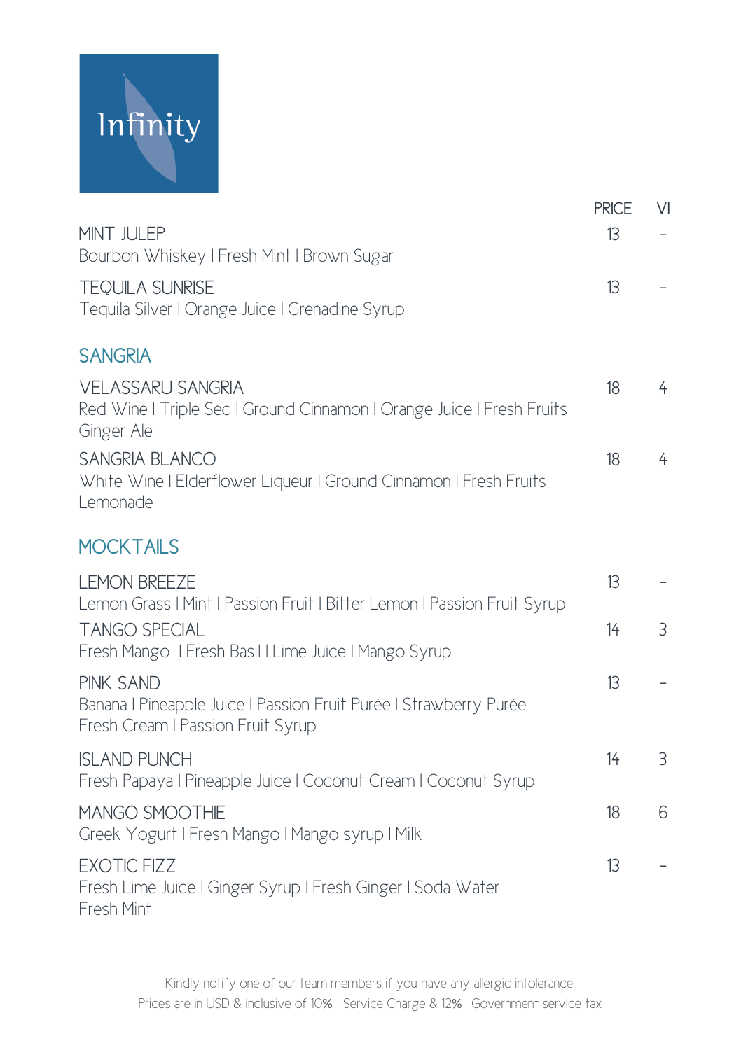Infinity

| | PRICE | VI |
|---|---|---|
| MINT JULEP<br>Bourbon Whiskey I Fresh Mint I Brown Sugar | 13 | - |
| TEQUILA SUNRISE<br>Tequila Silver I Orange Juice I Grenadine Syrup | 13 | - |

## SANGRIA

| | PRICE | VI |
|---|---|---|
| VELASSARU SANGRIA<br>Red Wine I Triple Sec I Ground Cinnamon I Orange Juice I Fresh Fruits Ginger Ale | 18 | 4 |
| SANGRIA BLANCO<br>White Wine I Elderflower Liqueur I Ground Cinnamon I Fresh Fruits Lemonade | 18 | 4 |

## MOCKTAILS

| | PRICE | VI |
|---|---|---|
| LEMON BREEZE<br>Lemon Grass I Mint I Passion Fruit I Bitter Lemon I Passion Fruit Syrup | 13 | - |
| TANGO SPECIAL<br>Fresh Mango I Fresh Basil I Lime Juice I Mango Syrup | 14 | 3 |
| PINK SAND<br>Banana I Pineapple Juice I Passion Fruit Purée I Strawberry Purée Fresh Cream I Passion Fruit Syrup | 13 | - |
| ISLAND PUNCH<br>Fresh Papaya I Pineapple Juice I Coconut Cream I Coconut Syrup | 14 | 3 |
| MANGO SMOOTHIE<br>Greek Yogurt I Fresh Mango I Mango syrup I Milk | 18 | 6 |
| EXOTIC FIZZ<br>Fresh Lime Juice I Ginger Syrup I Fresh Ginger I Soda Water Fresh Mint | 13 | - |

Kindly notify one of our team members if you have any allergic intolerance.
Prices are in USD & inclusive of 10% Service Charge & 12% Government service tax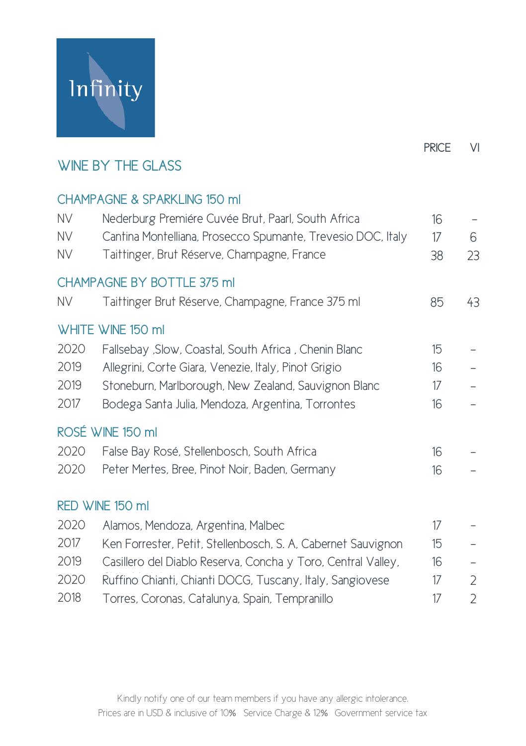Infinity

# WINE BY THE GLASS

| | | PRICE | VI |
|---|---|---|---|
| **CHAMPAGNE & SPARKLING 150 ml** | | | |
| NV | Nederburg Premiére Cuvée Brut, Paarl, South Africa | 16 | - |
| NV | Cantina Montelliana, Prosecco Spumante, Trevesio DOC, Italy | 17 | 6 |
| NV | Taittinger, Brut Réserve, Champagne, France | 38 | 23 |
| **CHAMPAGNE BY BOTTLE 375 ml** | | | |
| NV | Taittinger Brut Réserve, Champagne, France 375 ml | 85 | 43 |
| **WHITE WINE 150 ml** | | | |
| 2020 | Fallsebay ,Slow, Coastal, South Africa , Chenin Blanc | 15 | - |
| 2019 | Allegrini, Corte Giara, Venezie, Italy, Pinot Grigio | 16 | - |
| 2019 | Stoneburn, Marlborough, New Zealand, Sauvignon Blanc | 17 | - |
| 2017 | Bodega Santa Julia, Mendoza, Argentina, Torrontes | 16 | - |
| **ROSÉ WINE 150 ml** | | | |
| 2020 | False Bay Rosé, Stellenbosch, South Africa | 16 | - |
| 2020 | Peter Mertes, Bree, Pinot Noir, Baden, Germany | 16 | - |
| **RED WINE 150 ml** | | | |
| 2020 | Alamos, Mendoza, Argentina, Malbec | 17 | - |
| 2017 | Ken Forrester, Petit, Stellenbosch, S. A, Cabernet Sauvignon | 15 | - |
| 2019 | Casillero del Diablo Reserva, Concha y Toro, Central Valley, | 16 | - |
| 2020 | Ruffino Chianti, Chianti DOCG, Tuscany, Italy, Sangiovese | 17 | 2 |
| 2018 | Torres, Coronas, Catalunya, Spain, Tempranillo | 17 | 2 |

Kindly notify one of our team members if you have any allergic intolerance.
Prices are in USD & inclusive of 10% Service Charge & 12% Government service tax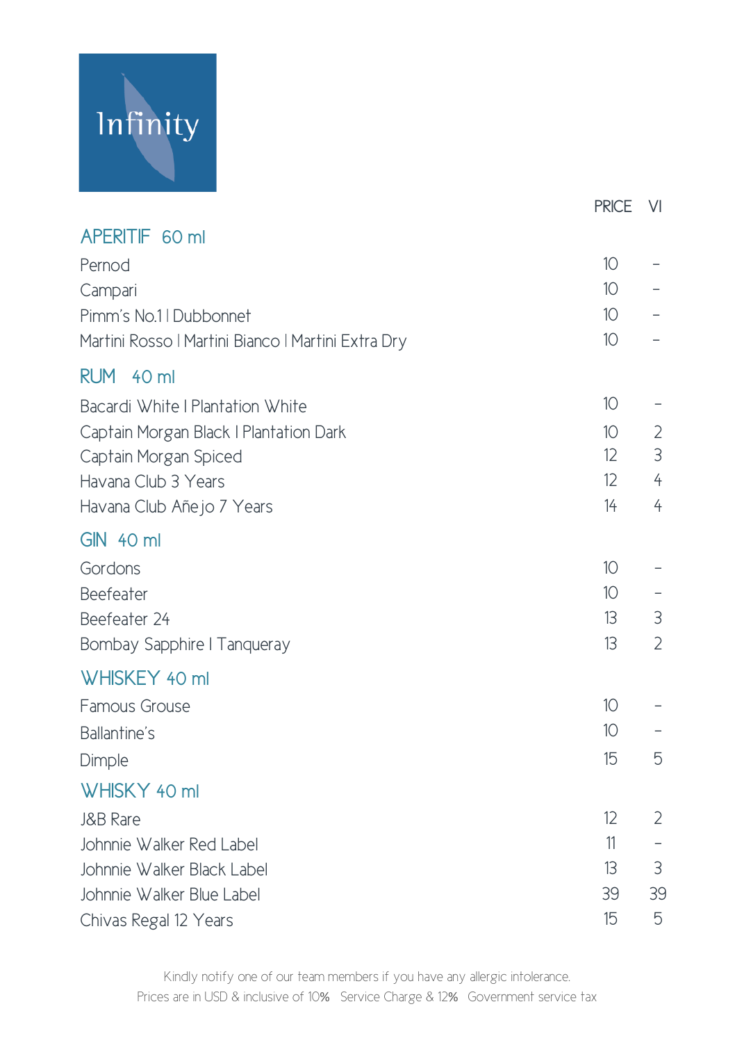Infinity

| | PRICE | VI |
|---|---|---|
| **APERITIF 60 ml** | | |
| Pernod | 10 | – |
| Campari | 10 | – |
| Pimm's No.1 I Dubbonnet | 10 | – |
| Martini Rosso I Martini Bianco I Martini Extra Dry | 10 | – |
| **RUM 40 ml** | | |
| Bacardi White I Plantation White | 10 | – |
| Captain Morgan Black I Plantation Dark | 10 | 2 |
| Captain Morgan Spiced | 12 | 3 |
| Havana Club 3 Years | 12 | 4 |
| Havana Club Añejo 7 Years | 14 | 4 |
| **GIN 40 ml** | | |
| Gordons | 10 | – |
| Beefeater | 10 | – |
| Beefeater 24 | 13 | 3 |
| Bombay Sapphire I Tanqueray | 13 | 2 |
| **WHISKEY 40 ml** | | |
| Famous Grouse | 10 | – |
| Ballantine's | 10 | – |
| Dimple | 15 | 5 |
| **WHISKY 40 ml** | | |
| J&B Rare | 12 | 2 |
| Johnnie Walker Red Label | 11 | – |
| Johnnie Walker Black Label | 13 | 3 |
| Johnnie Walker Blue Label | 39 | 39 |
| Chivas Regal 12 Years | 15 | 5 |

Kindly notify one of our team members if you have any allergic intolerance.
Prices are in USD & inclusive of 10% Service Charge & 12% Government service tax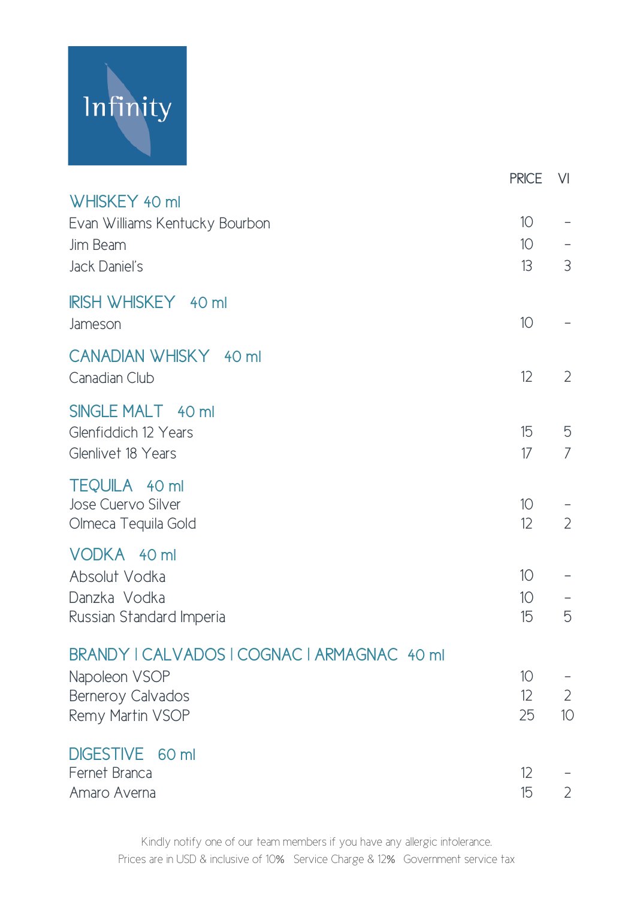# Infinity

| | PRICE | VI |
|---|---|---|
| **WHISKEY 40 ml** | | |
| Evan Williams Kentucky Bourbon | 10 | – |
| Jim Beam | 10 | – |
| Jack Daniel's | 13 | 3 |
| **IRISH WHISKEY 40 ml** | | |
| Jameson | 10 | – |
| **CANADIAN WHISKY 40 ml** | | |
| Canadian Club | 12 | 2 |
| **SINGLE MALT 40 ml** | | |
| Glenfiddich 12 Years | 15 | 5 |
| Glenlivet 18 Years | 17 | 7 |
| **TEQUILA 40 ml** | | |
| Jose Cuervo Silver | 10 | – |
| Olmeca Tequila Gold | 12 | 2 |
| **VODKA 40 ml** | | |
| Absolut Vodka | 10 | – |
| Danzka Vodka | 10 | – |
| Russian Standard Imperia | 15 | 5 |
| **BRANDY I CALVADOS I COGNAC I ARMAGNAC 40 ml** | | |
| Napoleon VSOP | 10 | – |
| Berneroy Calvados | 12 | 2 |
| Remy Martin VSOP | 25 | 10 |
| **DIGESTIVE 60 ml** | | |
| Fernet Branca | 12 | – |
| Amaro Averna | 15 | 2 |

Kindly notify one of our team members if you have any allergic intolerance.
Prices are in USD & inclusive of 10% Service Charge & 12% Government service tax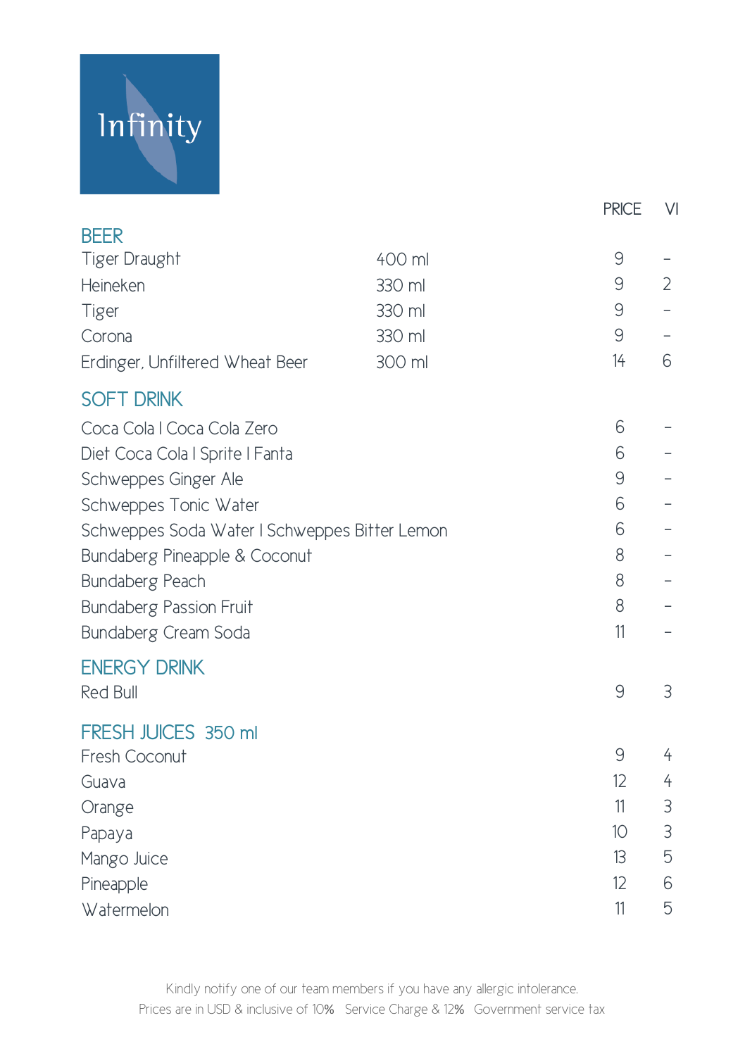# Infinity

| | | PRICE | VI |
|---|---|---|---|
| **BEER** | | | |
| Tiger Draught | 400 ml | 9 | – |
| Heineken | 330 ml | 9 | 2 |
| Tiger | 330 ml | 9 | – |
| Corona | 330 ml | 9 | – |
| Erdinger, Unfiltered Wheat Beer | 300 ml | 14 | 6 |
| **SOFT DRINK** | | | |
| Coca Cola I Coca Cola Zero | | 6 | – |
| Diet Coca Cola I Sprite I Fanta | | 6 | – |
| Schweppes Ginger Ale | | 9 | – |
| Schweppes Tonic Water | | 6 | – |
| Schweppes Soda Water I Schweppes Bitter Lemon | | 6 | – |
| Bundaberg Pineapple & Coconut | | 8 | – |
| Bundaberg Peach | | 8 | – |
| Bundaberg Passion Fruit | | 8 | – |
| Bundaberg Cream Soda | | 11 | – |
| **ENERGY DRINK** | | | |
| Red Bull | | 9 | 3 |
| **FRESH JUICES 350 ml** | | | |
| Fresh Coconut | | 9 | 4 |
| Guava | | 12 | 4 |
| Orange | | 11 | 3 |
| Papaya | | 10 | 3 |
| Mango Juice | | 13 | 5 |
| Pineapple | | 12 | 6 |
| Watermelon | | 11 | 5 |

Kindly notify one of our team members if you have any allergic intolerance.
Prices are in USD & inclusive of 10% Service Charge & 12% Government service tax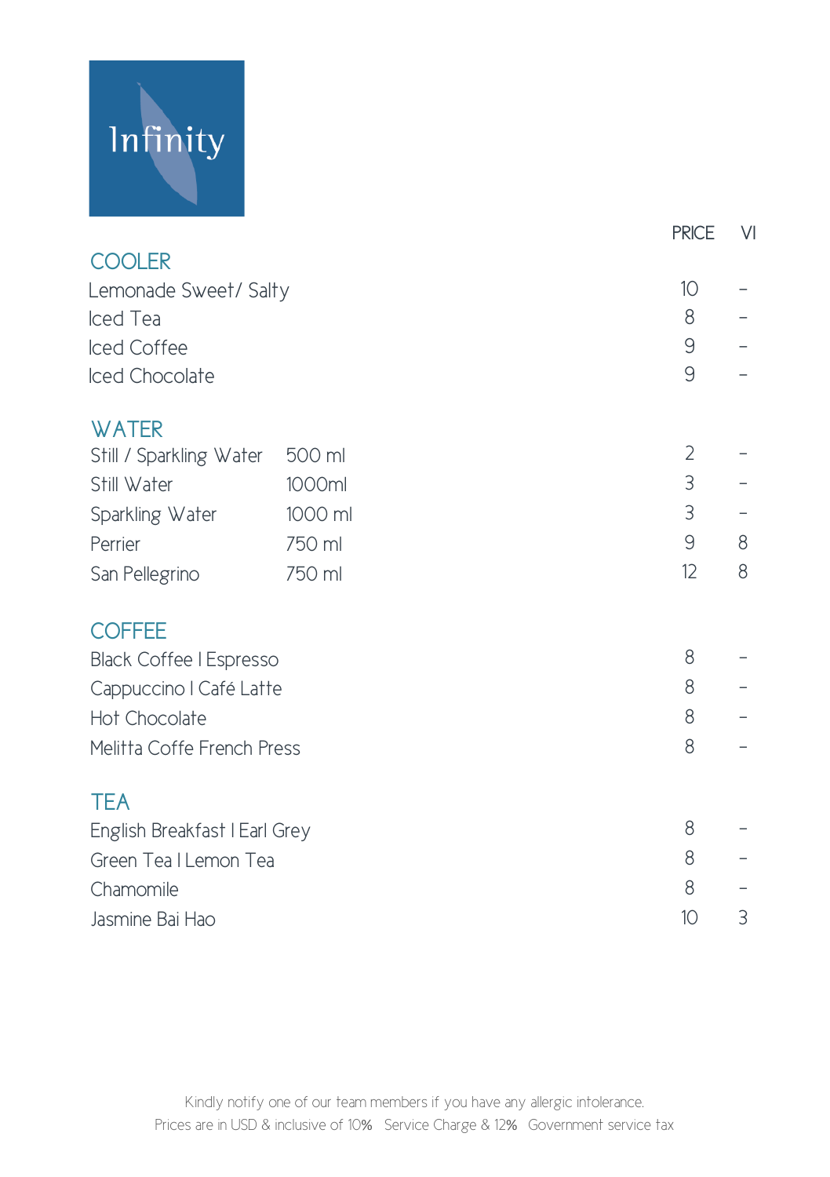# Infinity

| | | PRICE | VI |
|---|---|---|---|
| **COOLER** | | | |
| Lemonade Sweet/ Salty | | 10 | – |
| Iced Tea | | 8 | – |
| Iced Coffee | | 9 | – |
| Iced Chocolate | | 9 | – |
| **WATER** | | | |
| Still / Sparkling Water | 500 ml | 2 | – |
| Still Water | 1000ml | 3 | – |
| Sparkling Water | 1000 ml | 3 | – |
| Perrier | 750 ml | 9 | 8 |
| San Pellegrino | 750 ml | 12 | 8 |
| **COFFEE** | | | |
| Black Coffee I Espresso | | 8 | – |
| Cappuccino I Café Latte | | 8 | – |
| Hot Chocolate | | 8 | – |
| Melitta Coffe French Press | | 8 | – |
| **TEA** | | | |
| English Breakfast I Earl Grey | | 8 | – |
| Green Tea I Lemon Tea | | 8 | – |
| Chamomile | | 8 | – |
| Jasmine Bai Hao | | 10 | 3 |

Kindly notify one of our team members if you have any allergic intolerance.
Prices are in USD & inclusive of 10% Service Charge & 12% Government service tax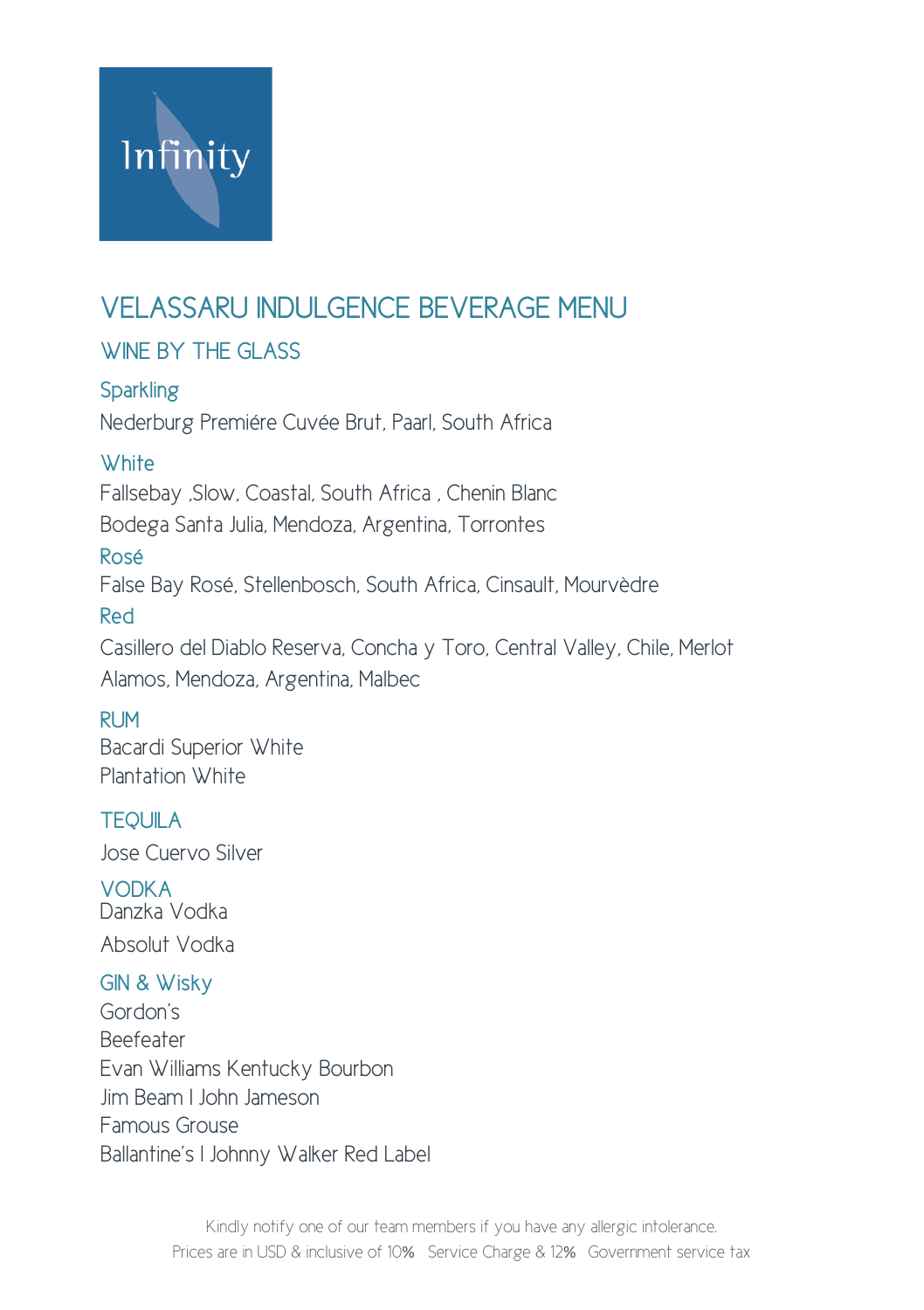Infinity

# VELASSARU INDULGENCE BEVERAGE MENU

## WINE BY THE GLASS

### Sparkling

Nederburg Premiére Cuvée Brut, Paarl, South Africa

### White

Fallsebay ,Slow, Coastal, South Africa , Chenin Blanc

Bodega Santa Julia, Mendoza, Argentina, Torrontes

### Rosé

False Bay Rosé, Stellenbosch, South Africa, Cinsault, Mourvèdre

### Red

Casillero del Diablo Reserva, Concha y Toro, Central Valley, Chile, Merlot

Alamos, Mendoza, Argentina, Malbec

## RUM

Bacardi Superior White

Plantation White

## TEQUILA

Jose Cuervo Silver

## VODKA

Danzka Vodka

Absolut Vodka

## GIN & Wisky

Gordon's

Beefeater

Evan Williams Kentucky Bourbon

Jim Beam I John Jameson

Famous Grouse

Ballantine's I Johnny Walker Red Label

Kindly notify one of our team members if you have any allergic intolerance.

Prices are in USD & inclusive of 10% Service Charge & 12% Government service tax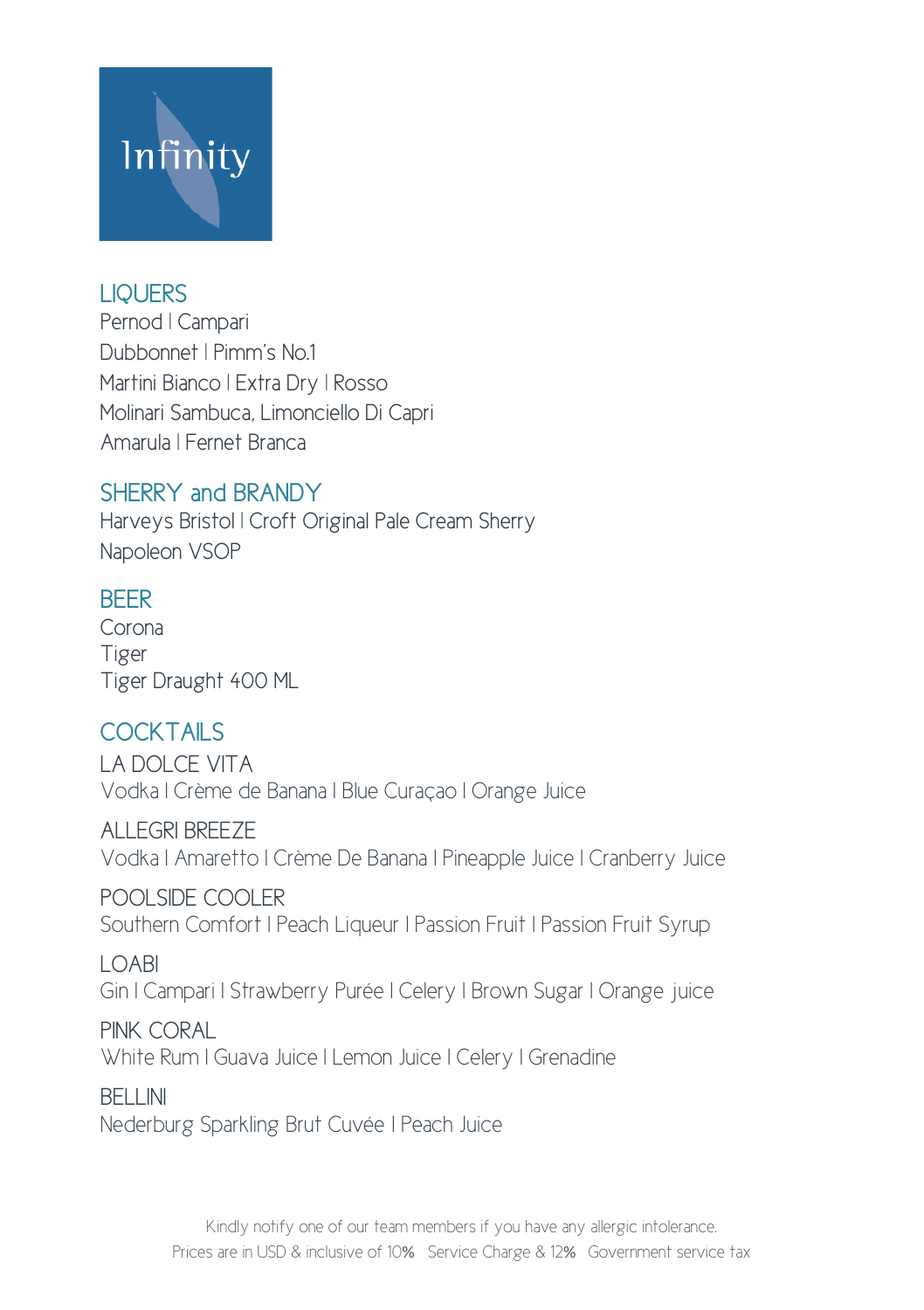Infinity

## LIQUERS

Pernod | Campari

Dubbonnet | Pimm's No.1

Martini Bianco | Extra Dry | Rosso

Molinari Sambuca, Limonciello Di Capri

Amarula | Fernet Branca

## SHERRY and BRANDY

Harveys Bristol | Croft Original Pale Cream Sherry

Napoleon VSOP

## BEER

Corona

Tiger

Tiger Draught 400 ML

## COCKTAILS

LA DOLCE VITA

Vodka | Crème de Banana | Blue Curaçao | Orange Juice

ALLEGRI BREEZE

Vodka | Amaretto | Crème De Banana | Pineapple Juice | Cranberry Juice

POOLSIDE COOLER

Southern Comfort | Peach Liqueur | Passion Fruit | Passion Fruit Syrup

LOABI

Gin | Campari | Strawberry Purée | Celery | Brown Sugar | Orange juice

PINK CORAL

White Rum | Guava Juice | Lemon Juice | Celery | Grenadine

BELLINI

Nederburg Sparkling Brut Cuvée | Peach Juice

Kindly notify one of our team members if you have any allergic intolerance.

Prices are in USD & inclusive of 10% Service Charge & 12% Government service tax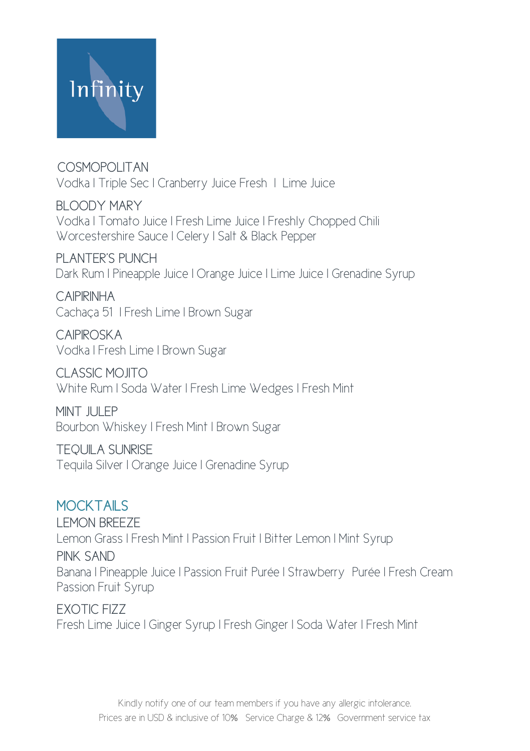Infinity

### COSMOPOLITAN
Vodka I Triple Sec I Cranberry Juice Fresh I Lime Juice

### BLOODY MARY
Vodka I Tomato Juice I Fresh Lime Juice I Freshly Chopped Chili
Worcestershire Sauce I Celery I Salt & Black Pepper

### PLANTER'S PUNCH
Dark Rum I Pineapple Juice I Orange Juice I Lime Juice I Grenadine Syrup

### CAIPIRINHA
Cachaça 51 I Fresh Lime I Brown Sugar

### CAIPIROSKA
Vodka I Fresh Lime I Brown Sugar

### CLASSIC MOJITO
White Rum I Soda Water I Fresh Lime Wedges I Fresh Mint

### MINT JULEP
Bourbon Whiskey I Fresh Mint I Brown Sugar

### TEQUILA SUNRISE
Tequila Silver I Orange Juice I Grenadine Syrup

## MOCKTAILS

### LEMON BREEZE
Lemon Grass I Fresh Mint I Passion Fruit I Bitter Lemon I Mint Syrup

### PINK SAND
Banana I Pineapple Juice I Passion Fruit Purée I Strawberry Purée I Fresh Cream
Passion Fruit Syrup

### EXOTIC FIZZ
Fresh Lime Juice I Ginger Syrup I Fresh Ginger I Soda Water I Fresh Mint

Kindly notify one of our team members if you have any allergic intolerance.
Prices are in USD & inclusive of 10% Service Charge & 12% Government service tax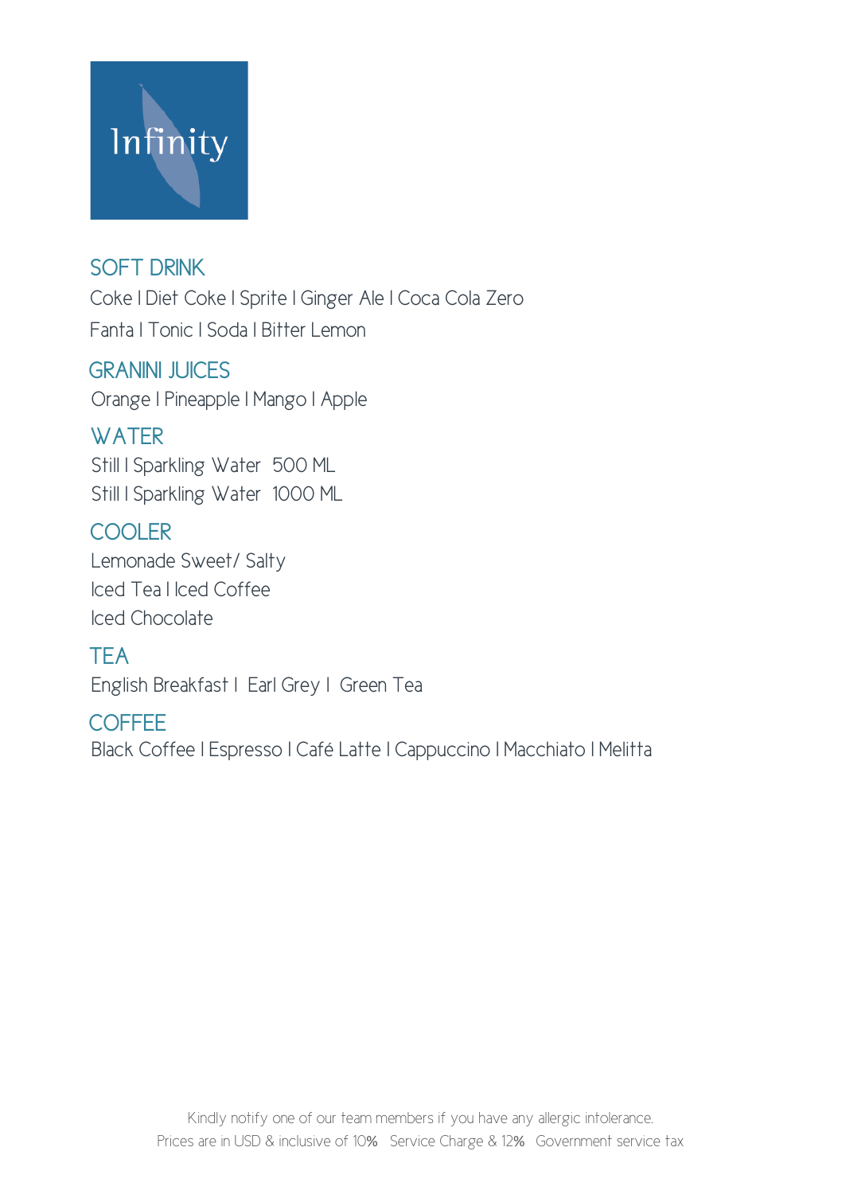Infinity

## SOFT DRINK

Coke I Diet Coke I Sprite I Ginger Ale I Coca Cola Zero

Fanta I Tonic I Soda I Bitter Lemon

## GRANINI JUICES

Orange I Pineapple I Mango I Apple

## WATER

Still I Sparkling Water 500 ML

Still I Sparkling Water 1000 ML

## COOLER

Lemonade Sweet/ Salty

Iced Tea I Iced Coffee

Iced Chocolate

## TEA

English Breakfast I Earl Grey I Green Tea

## COFFEE

Black Coffee I Espresso I Café Latte I Cappuccino I Macchiato I Melitta

Kindly notify one of our team members if you have any allergic intolerance.

Prices are in USD & inclusive of 10% Service Charge & 12% Government service tax